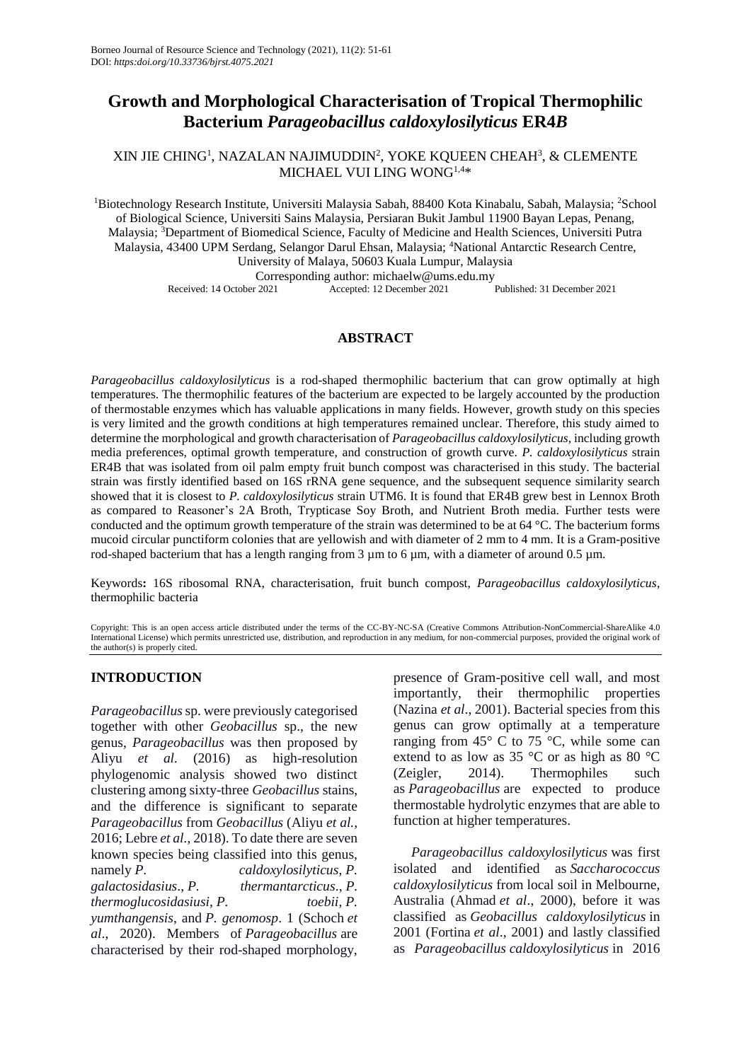# Growth and Morphological Characterisation of Tropical Thermophilic Bacterium *Parageobacillus caldoxylosilyticus* ER4*B*

XIN JIE CHING[1], NAZALAN NAJIMUDDIN[2], YOKE KQUEEN CHEAH[3], & CLEMENTE MICHAEL VUI LING WONG[1,4]*

[1]Biotechnology Research Institute, Universiti Malaysia Sabah, 88400 Kota Kinabalu, Sabah, Malaysia; [2]School of Biological Science, Universiti Sains Malaysia, Persiaran Bukit Jambul 11900 Bayan Lepas, Penang, Malaysia; [3]Department of Biomedical Science, Faculty of Medicine and Health Sciences, Universiti Putra Malaysia, 43400 UPM Serdang, Selangor Darul Ehsan, Malaysia; [4]National Antarctic Research Centre, University of Malaya, 50603 Kuala Lumpur, Malaysia

Corresponding author: michaelw@ums.edu.my

Received: 14 October 2021 Accepted: 12 December 2021 Published: 31 December 2021

## ABSTRACT

*Parageobacillus caldoxylosilyticus* is a rod-shaped thermophilic bacterium that can grow optimally at high temperatures. The thermophilic features of the bacterium are expected to be largely accounted by the production of thermostable enzymes which has valuable applications in many fields. However, growth study on this species is very limited and the growth conditions at high temperatures remained unclear. Therefore, this study aimed to determine the morphological and growth characterisation of *Parageobacillus caldoxylosilyticus*, including growth media preferences, optimal growth temperature, and construction of growth curve. *P. caldoxylosilyticus* strain ER4B that was isolated from oil palm empty fruit bunch compost was characterised in this study. The bacterial strain was firstly identified based on 16S rRNA gene sequence, and the subsequent sequence similarity search showed that it is closest to *P. caldoxylosilyticus* strain UTM6. It is found that ER4B grew best in Lennox Broth as compared to Reasoner's 2A Broth, Trypticase Soy Broth, and Nutrient Broth media. Further tests were conducted and the optimum growth temperature of the strain was determined to be at 64 °C. The bacterium forms mucoid circular punctiform colonies that are yellowish and with diameter of 2 mm to 4 mm. It is a Gram-positive rod-shaped bacterium that has a length ranging from 3 µm to 6 µm, with a diameter of around 0.5 µm.

Keywords**:** 16S ribosomal RNA, characterisation, fruit bunch compost, *Parageobacillus caldoxylosilyticus*, thermophilic bacteria

Copyright: This is an open access article distributed under the terms of the CC-BY-NC-SA (Creative Commons Attribution-NonCommercial-ShareAlike 4.0 International License) which permits unrestricted use, distribution, and reproduction in any medium, for non-commercial purposes, provided the original work of the author(s) is properly cited.

## INTRODUCTION

*Parageobacillus* sp. were previously categorised together with other *Geobacillus* sp., the new genus, *Parageobacillus* was then proposed by Aliyu *et al.* (2016) as high-resolution phylogenomic analysis showed two distinct clustering among sixty-three *Geobacillus* stains, and the difference is significant to separate *Parageobacillus* from *Geobacillus* (Aliyu *et al.,* 2016; Lebre *et al.,* 2018). To date there are seven known species being classified into this genus, namely *P. caldoxylosilyticus*, *P. galactosidasius*., *P. thermantarcticus*., *P. thermoglucosidasiusi*, *P. toebii*, *P. yumthangensis*, and *P. genomosp*. 1 (Schoch *et al*., 2020). Members of *Parageobacillus* are characterised by their rod-shaped morphology, presence of Gram-positive cell wall, and most importantly, their thermophilic properties (Nazina *et al*., 2001). Bacterial species from this genus can grow optimally at a temperature ranging from 45° C to 75 °C, while some can extend to as low as 35 °C or as high as 80 °C (Zeigler, 2014). Thermophiles such as *Parageobacillus* are expected to produce thermostable hydrolytic enzymes that are able to function at higher temperatures.

*Parageobacillus caldoxylosilyticus* was first isolated and identified as *Saccharococcus caldoxylosilyticus* from local soil in Melbourne, Australia (Ahmad *et al*., 2000), before it was classified as *Geobacillus caldoxylosilyticus* in 2001 (Fortina *et al*., 2001) and lastly classified as *Parageobacillus caldoxylosilyticus* in 2016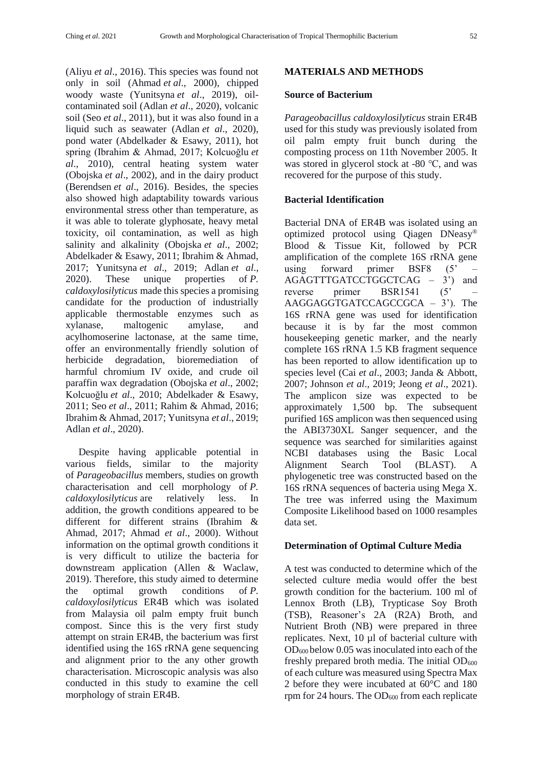(Aliyu *et al*., 2016). This species was found not only in soil (Ahmad *et al*., 2000), chipped woody waste (Yunitsyna *et al*., 2019), oil-contaminated soil (Adlan *et al*., 2020), volcanic soil (Seo *et al*., 2011), but it was also found in a liquid such as seawater (Adlan *et al*., 2020), pond water (Abdelkader & Esawy, 2011), hot spring (Ibrahim & Ahmad, 2017; Kolcuoğlu *et al*., 2010), central heating system water (Obojska *et al*., 2002), and in the dairy product (Berendsen *et al*., 2016). Besides, the species also showed high adaptability towards various environmental stress other than temperature, as it was able to tolerate glyphosate, heavy metal toxicity, oil contamination, as well as high salinity and alkalinity (Obojska *et al*., 2002; Abdelkader & Esawy, 2011; Ibrahim & Ahmad, 2017; Yunitsyna *et al*., 2019; Adlan *et al*., 2020). These unique properties of *P. caldoxylosilyticus* made this species a promising candidate for the production of industrially applicable thermostable enzymes such as xylanase, maltogenic amylase, and acylhomoserine lactonase, at the same time, offer an environmentally friendly solution of herbicide degradation, bioremediation of harmful chromium IV oxide, and crude oil paraffin wax degradation (Obojska *et al*., 2002; Kolcuoğlu *et al*., 2010; Abdelkader & Esawy, 2011; Seo *et al*., 2011; Rahim & Ahmad, 2016; Ibrahim & Ahmad, 2017; Yunitsyna *et al*., 2019; Adlan *et al*., 2020).

Despite having applicable potential in various fields, similar to the majority of *Parageobacillus* members, studies on growth characterisation and cell morphology of *P. caldoxylosilyticus* are relatively less. In addition, the growth conditions appeared to be different for different strains (Ibrahim & Ahmad, 2017; Ahmad *et al*., 2000). Without information on the optimal growth conditions it is very difficult to utilize the bacteria for downstream application (Allen & Waclaw, 2019). Therefore, this study aimed to determine the optimal growth conditions of *P. caldoxylosilyticus* ER4B which was isolated from Malaysia oil palm empty fruit bunch compost. Since this is the very first study attempt on strain ER4B, the bacterium was first identified using the 16S rRNA gene sequencing and alignment prior to the any other growth characterisation. Microscopic analysis was also conducted in this study to examine the cell morphology of strain ER4B.

## MATERIALS AND METHODS

### Source of Bacterium

*Parageobacillus caldoxylosilyticus* strain ER4B used for this study was previously isolated from oil palm empty fruit bunch during the composting process on 11th November 2005. It was stored in glycerol stock at -80 °C, and was recovered for the purpose of this study.

### Bacterial Identification

Bacterial DNA of ER4B was isolated using an optimized protocol using Qiagen DNeasy® Blood & Tissue Kit, followed by PCR amplification of the complete 16S rRNA gene using forward primer BSF8 (5' – AGAGTTTGATCCTGGCTCAG – 3') and reverse primer BSR1541 (5' – AAGGAGGTGATCCAGCCGCA – 3'). The 16S rRNA gene was used for identification because it is by far the most common housekeeping genetic marker, and the nearly complete 16S rRNA 1.5 KB fragment sequence has been reported to allow identification up to species level (Cai *et al*., 2003; Janda & Abbott, 2007; Johnson *et al*., 2019; Jeong *et al*., 2021). The amplicon size was expected to be approximately 1,500 bp. The subsequent purified 16S amplicon was then sequenced using the ABI3730XL Sanger sequencer, and the sequence was searched for similarities against NCBI databases using the Basic Local Alignment Search Tool (BLAST). A phylogenetic tree was constructed based on the 16S rRNA sequences of bacteria using Mega X. The tree was inferred using the Maximum Composite Likelihood based on 1000 resamples data set.

### Determination of Optimal Culture Media

A test was conducted to determine which of the selected culture media would offer the best growth condition for the bacterium. 100 ml of Lennox Broth (LB), Trypticase Soy Broth (TSB), Reasoner's 2A (R2A) Broth, and Nutrient Broth (NB) were prepared in three replicates. Next, 10 µl of bacterial culture with $OD_{600}$ below 0.05 was inoculated into each of the freshly prepared broth media. The initial $OD_{600}$ of each culture was measured using Spectra Max 2 before they were incubated at 60°C and 180 rpm for 24 hours. The $OD_{600}$ from each replicate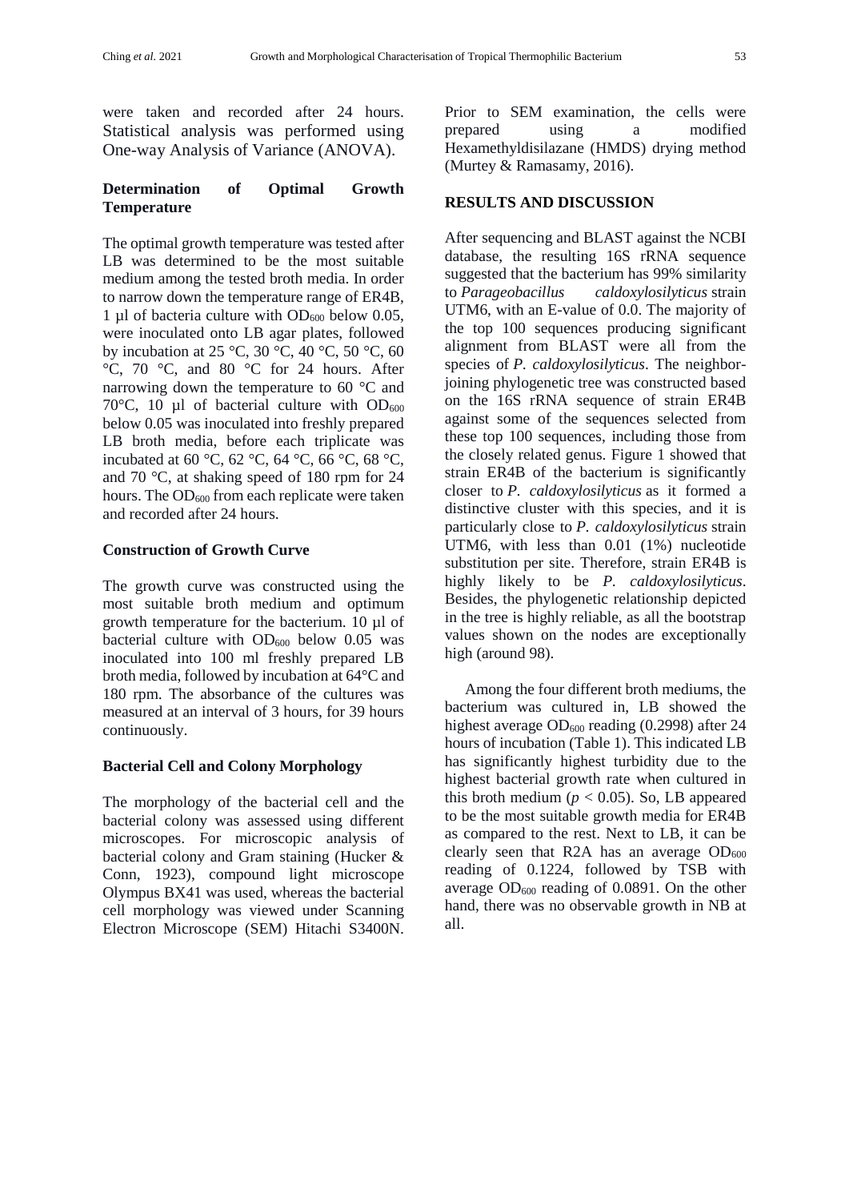were taken and recorded after 24 hours. Statistical analysis was performed using One-way Analysis of Variance (ANOVA).

### Determination of Optimal Growth Temperature

The optimal growth temperature was tested after LB was determined to be the most suitable medium among the tested broth media. In order to narrow down the temperature range of ER4B, 1 µl of bacteria culture with $OD_{600}$ below 0.05, were inoculated onto LB agar plates, followed by incubation at 25 °C, 30 °C, 40 °C, 50 °C, 60 °C, 70 °C, and 80 °C for 24 hours. After narrowing down the temperature to 60 °C and 70°C, 10 µl of bacterial culture with $OD_{600}$ below 0.05 was inoculated into freshly prepared LB broth media, before each triplicate was incubated at 60 °C, 62 °C, 64 °C, 66 °C, 68 °C, and 70 °C, at shaking speed of 180 rpm for 24 hours. The $OD_{600}$ from each replicate were taken and recorded after 24 hours.

### Construction of Growth Curve

The growth curve was constructed using the most suitable broth medium and optimum growth temperature for the bacterium. 10 µl of bacterial culture with $OD_{600}$ below 0.05 was inoculated into 100 ml freshly prepared LB broth media, followed by incubation at 64°C and 180 rpm. The absorbance of the cultures was measured at an interval of 3 hours, for 39 hours continuously.

### Bacterial Cell and Colony Morphology

The morphology of the bacterial cell and the bacterial colony was assessed using different microscopes. For microscopic analysis of bacterial colony and Gram staining (Hucker & Conn, 1923), compound light microscope Olympus BX41 was used, whereas the bacterial cell morphology was viewed under Scanning Electron Microscope (SEM) Hitachi S3400N. Prior to SEM examination, the cells were prepared using a modified Hexamethyldisilazane (HMDS) drying method (Murtey & Ramasamy, 2016).

## RESULTS AND DISCUSSION

After sequencing and BLAST against the NCBI database, the resulting 16S rRNA sequence suggested that the bacterium has 99% similarity to *Parageobacillus caldoxylosilyticus* strain UTM6, with an E-value of 0.0. The majority of the top 100 sequences producing significant alignment from BLAST were all from the species of *P. caldoxylosilyticus*. The neighbor-joining phylogenetic tree was constructed based on the 16S rRNA sequence of strain ER4B against some of the sequences selected from these top 100 sequences, including those from the closely related genus. Figure 1 showed that strain ER4B of the bacterium is significantly closer to *P. caldoxylosilyticus* as it formed a distinctive cluster with this species, and it is particularly close to *P. caldoxylosilyticus* strain UTM6, with less than 0.01 (1%) nucleotide substitution per site. Therefore, strain ER4B is highly likely to be *P. caldoxylosilyticus*. Besides, the phylogenetic relationship depicted in the tree is highly reliable, as all the bootstrap values shown on the nodes are exceptionally high (around 98).

Among the four different broth mediums, the bacterium was cultured in, LB showed the highest average $OD_{600}$ reading (0.2998) after 24 hours of incubation (Table 1). This indicated LB has significantly highest turbidity due to the highest bacterial growth rate when cultured in this broth medium ($p < 0.05$). So, LB appeared to be the most suitable growth media for ER4B as compared to the rest. Next to LB, it can be clearly seen that R2A has an average $OD_{600}$ reading of 0.1224, followed by TSB with average $OD_{600}$ reading of 0.0891. On the other hand, there was no observable growth in NB at all.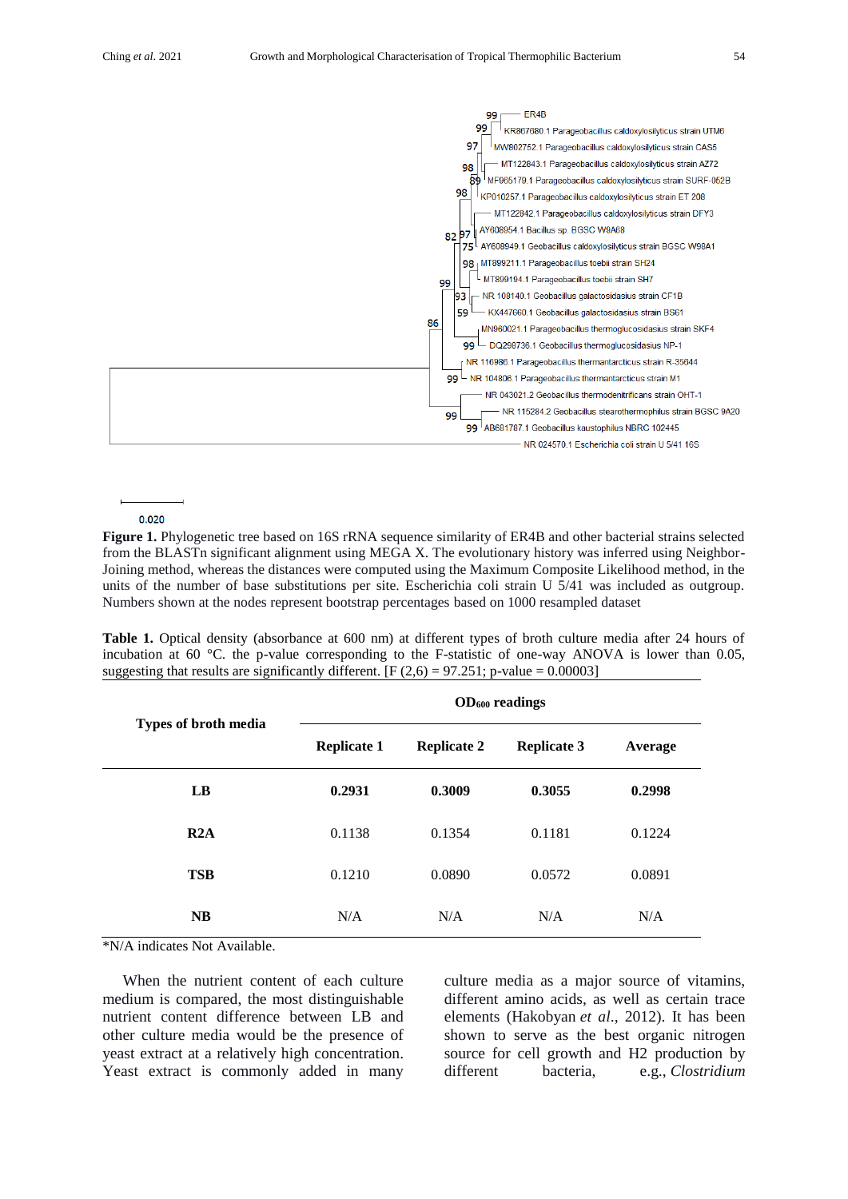**Figure 1.** Phylogenetic tree based on 16S rRNA sequence similarity of ER4B and other bacterial strains selected from the BLASTn significant alignment using MEGA X. The evolutionary history was inferred using Neighbor-Joining method, whereas the distances were computed using the Maximum Composite Likelihood method, in the units of the number of base substitutions per site. Escherichia coli strain U 5/41 was included as outgroup. Numbers shown at the nodes represent bootstrap percentages based on 1000 resampled dataset

**Table 1.** Optical density (absorbance at 600 nm) at different types of broth culture media after 24 hours of incubation at 60 °C. the p-value corresponding to the F-statistic of one-way ANOVA is lower than 0.05, suggesting that results are significantly different. [F (2,6) = 97.251; p-value = 0.00003]

| Types of broth media | $OD_{600}$ readings | | | |
|---|---|---|---|---|
| | Replicate 1 | Replicate 2 | Replicate 3 | Average |
| **LB** | **0.2931** | **0.3009** | **0.3055** | **0.2998** |
| **R2A** | 0.1138 | 0.1354 | 0.1181 | 0.1224 |
| **TSB** | 0.1210 | 0.0890 | 0.0572 | 0.0891 |
| **NB** | N/A | N/A | N/A | N/A |

*N/A indicates Not Available.

When the nutrient content of each culture medium is compared, the most distinguishable nutrient content difference between LB and other culture media would be the presence of yeast extract at a relatively high concentration. Yeast extract is commonly added in many culture media as a major source of vitamins, different amino acids, as well as certain trace elements (Hakobyan *et al*., 2012). It has been shown to serve as the best organic nitrogen source for cell growth and H2 production by different bacteria, e.g., *Clostridium*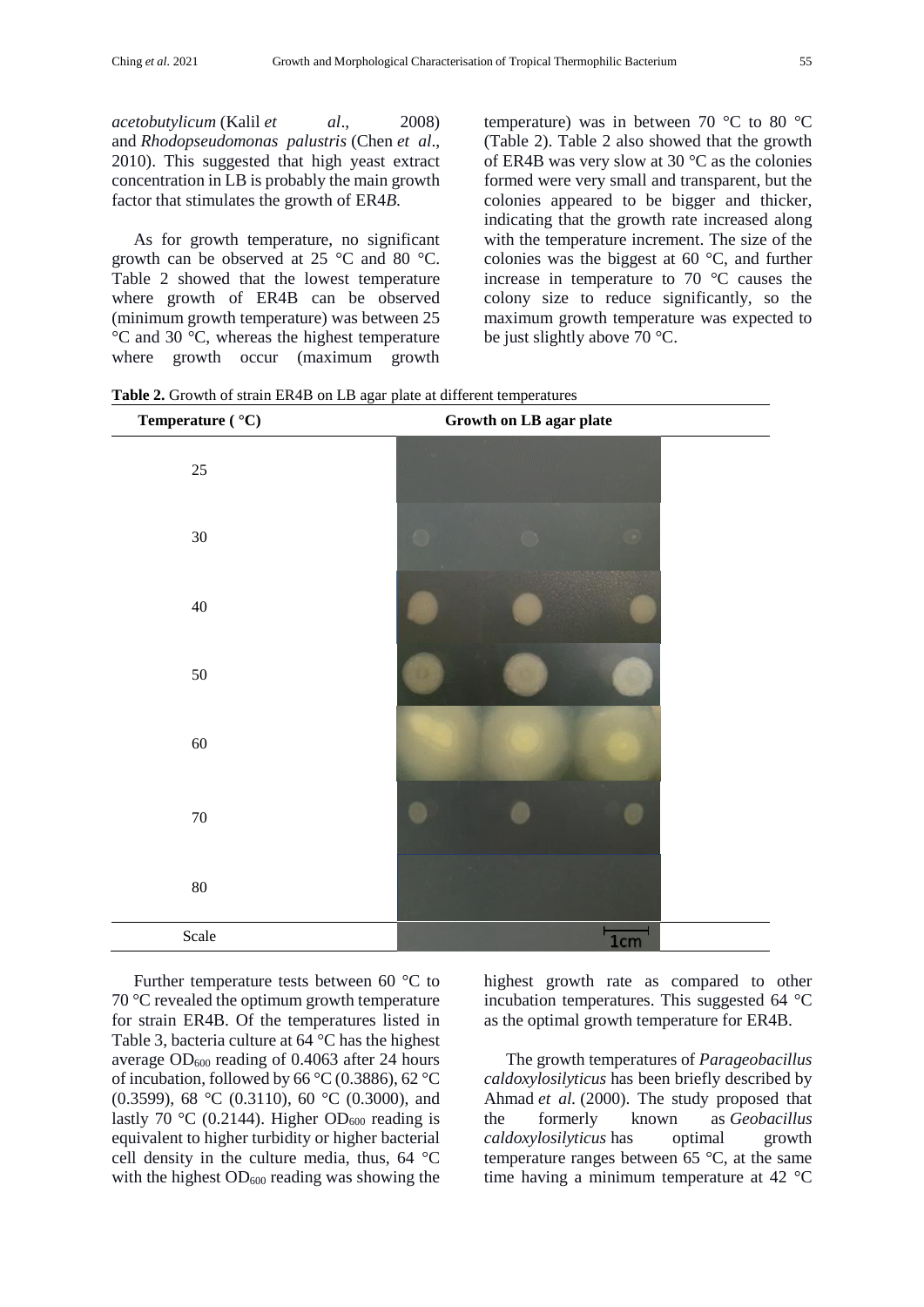*acetobutylicum* (Kalil *et al*., 2008) and *Rhodopseudomonas palustris* (Chen *et al*., 2010). This suggested that high yeast extract concentration in LB is probably the main growth factor that stimulates the growth of ER4*B.*

As for growth temperature, no significant growth can be observed at 25 °C and 80 °C. Table 2 showed that the lowest temperature where growth of ER4B can be observed (minimum growth temperature) was between 25 °C and 30 °C, whereas the highest temperature where growth occur (maximum growth temperature) was in between 70 °C to 80 °C (Table 2). Table 2 also showed that the growth of ER4B was very slow at 30 °C as the colonies formed were very small and transparent, but the colonies appeared to be bigger and thicker, indicating that the growth rate increased along with the temperature increment. The size of the colonies was the biggest at 60 °C, and further increase in temperature to 70 °C causes the colony size to reduce significantly, so the maximum growth temperature was expected to be just slightly above 70 °C.

**Table 2.** Growth of strain ER4B on LB agar plate at different temperatures

| Temperature ( °C) | Growth on LB agar plate |
|---|---|
| 25 | |
| 30 | |
| 40 | |
| 50 | |
| 60 | |
| 70 | |
| 80 | |
| Scale | 1cm |

Further temperature tests between 60 °C to 70 °C revealed the optimum growth temperature for strain ER4B. Of the temperatures listed in Table 3, bacteria culture at 64 °C has the highest average $OD_{600}$ reading of 0.4063 after 24 hours of incubation, followed by 66 °C (0.3886), 62 °C (0.3599), 68 °C (0.3110), 60 °C (0.3000), and lastly 70 °C (0.2144). Higher $OD_{600}$ reading is equivalent to higher turbidity or higher bacterial cell density in the culture media, thus, 64 °C with the highest $OD_{600}$ reading was showing the highest growth rate as compared to other incubation temperatures. This suggested 64 °C as the optimal growth temperature for ER4B.

The growth temperatures of *Parageobacillus caldoxylosilyticus* has been briefly described by Ahmad *et al.* (2000). The study proposed that the formerly known as *Geobacillus caldoxylosilyticus* has optimal growth temperature ranges between 65 °C, at the same time having a minimum temperature at 42 °C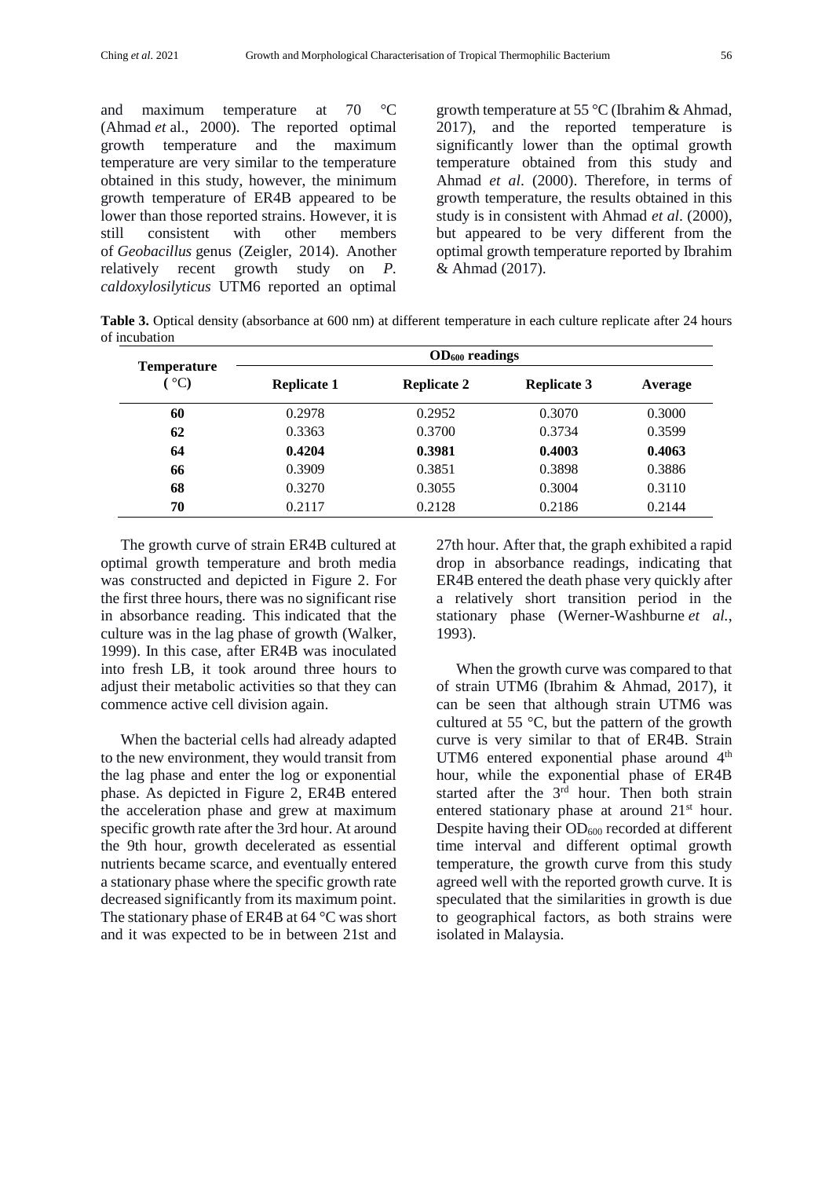and maximum temperature at 70 °C (Ahmad *et* al., 2000). The reported optimal growth temperature and the maximum temperature are very similar to the temperature obtained in this study, however, the minimum growth temperature of ER4B appeared to be lower than those reported strains. However, it is still consistent with other members of *Geobacillus* genus (Zeigler, 2014). Another relatively recent growth study on *P. caldoxylosilyticus* UTM6 reported an optimal growth temperature at 55 °C (Ibrahim & Ahmad, 2017), and the reported temperature is significantly lower than the optimal growth temperature obtained from this study and Ahmad *et al*. (2000). Therefore, in terms of growth temperature, the results obtained in this study is in consistent with Ahmad *et al*. (2000), but appeared to be very different from the optimal growth temperature reported by Ibrahim & Ahmad (2017).

**Table 3.** Optical density (absorbance at 600 nm) at different temperature in each culture replicate after 24 hours of incubation

| Temperature ( °C) | $OD_{600}$ readings | | | |
|---|---|---|---|---|
| | Replicate 1 | Replicate 2 | Replicate 3 | Average |
| **60** | 0.2978 | 0.2952 | 0.3070 | 0.3000 |
| **62** | 0.3363 | 0.3700 | 0.3734 | 0.3599 |
| **64** | **0.4204** | **0.3981** | **0.4003** | **0.4063** |
| **66** | 0.3909 | 0.3851 | 0.3898 | 0.3886 |
| **68** | 0.3270 | 0.3055 | 0.3004 | 0.3110 |
| **70** | 0.2117 | 0.2128 | 0.2186 | 0.2144 |

The growth curve of strain ER4B cultured at optimal growth temperature and broth media was constructed and depicted in Figure 2. For the first three hours, there was no significant rise in absorbance reading. This indicated that the culture was in the lag phase of growth (Walker, 1999). In this case, after ER4B was inoculated into fresh LB, it took around three hours to adjust their metabolic activities so that they can commence active cell division again.

When the bacterial cells had already adapted to the new environment, they would transit from the lag phase and enter the log or exponential phase. As depicted in Figure 2, ER4B entered the acceleration phase and grew at maximum specific growth rate after the 3rd hour. At around the 9th hour, growth decelerated as essential nutrients became scarce, and eventually entered a stationary phase where the specific growth rate decreased significantly from its maximum point. The stationary phase of ER4B at 64 °C was short and it was expected to be in between 21st and 27th hour. After that, the graph exhibited a rapid drop in absorbance readings, indicating that ER4B entered the death phase very quickly after a relatively short transition period in the stationary phase (Werner-Washburne *et al.*, 1993).

When the growth curve was compared to that of strain UTM6 (Ibrahim & Ahmad, 2017), it can be seen that although strain UTM6 was cultured at 55 °C, but the pattern of the growth curve is very similar to that of ER4B. Strain UTM6 entered exponential phase around 4$^{th}$ hour, while the exponential phase of ER4B started after the 3$^{rd}$ hour. Then both strain entered stationary phase at around 21$^{st}$ hour. Despite having their $OD_{600}$ recorded at different time interval and different optimal growth temperature, the growth curve from this study agreed well with the reported growth curve. It is speculated that the similarities in growth is due to geographical factors, as both strains were isolated in Malaysia.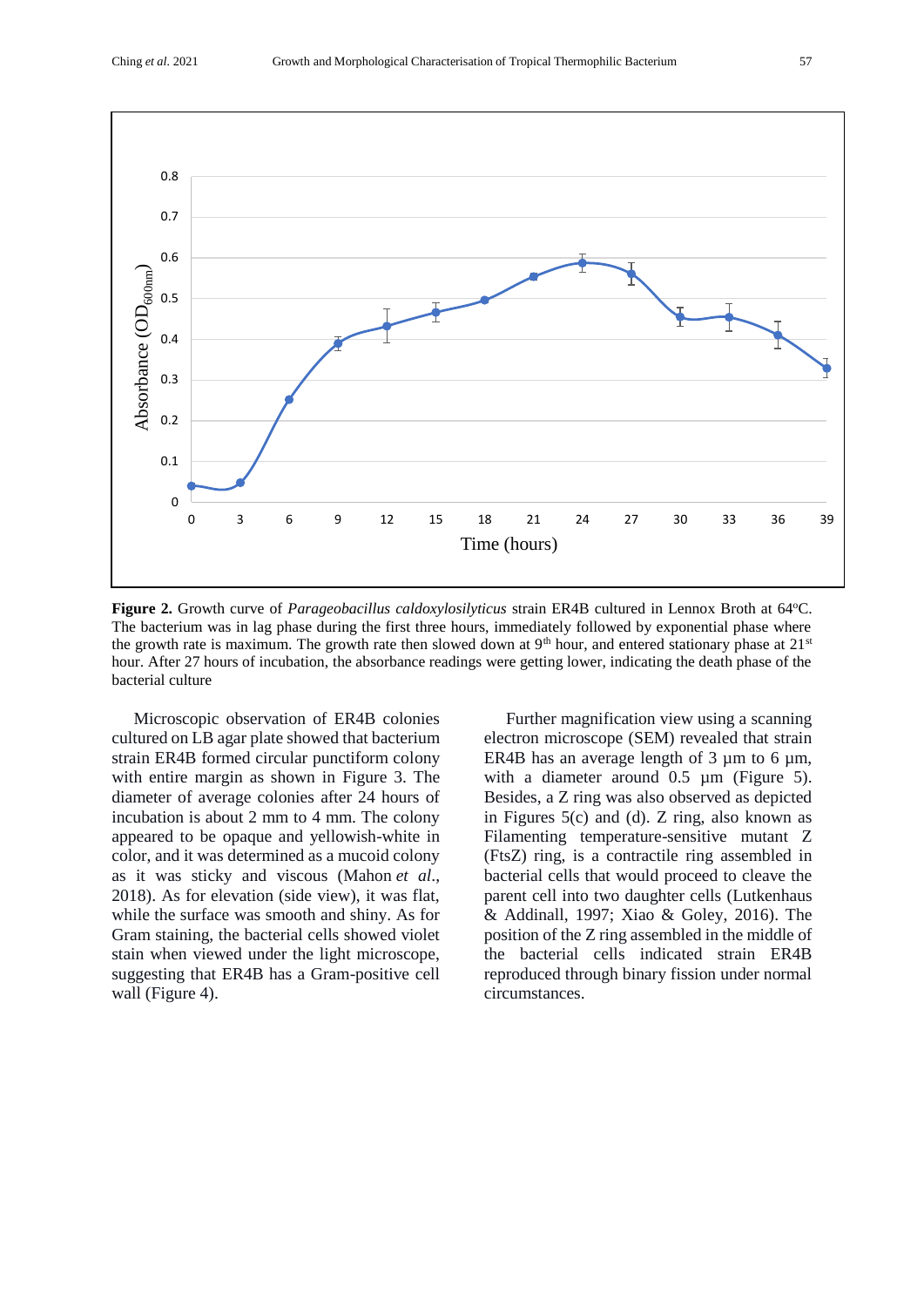**Figure 2.** Growth curve of *Parageobacillus caldoxylosilyticus* strain ER4B cultured in Lennox Broth at 64°C. The bacterium was in lag phase during the first three hours, immediately followed by exponential phase where the growth rate is maximum. The growth rate then slowed down at 9th hour, and entered stationary phase at 21st hour. After 27 hours of incubation, the absorbance readings were getting lower, indicating the death phase of the bacterial culture

Microscopic observation of ER4B colonies cultured on LB agar plate showed that bacterium strain ER4B formed circular punctiform colony with entire margin as shown in Figure 3. The diameter of average colonies after 24 hours of incubation is about 2 mm to 4 mm. The colony appeared to be opaque and yellowish-white in color, and it was determined as a mucoid colony as it was sticky and viscous (Mahon *et al*., 2018). As for elevation (side view), it was flat, while the surface was smooth and shiny. As for Gram staining, the bacterial cells showed violet stain when viewed under the light microscope, suggesting that ER4B has a Gram-positive cell wall (Figure 4).

Further magnification view using a scanning electron microscope (SEM) revealed that strain ER4B has an average length of 3 µm to 6 µm, with a diameter around 0.5 µm (Figure 5). Besides, a Z ring was also observed as depicted in Figures 5(c) and (d). Z ring, also known as Filamenting temperature-sensitive mutant Z (FtsZ) ring, is a contractile ring assembled in bacterial cells that would proceed to cleave the parent cell into two daughter cells (Lutkenhaus & Addinall, 1997; Xiao & Goley, 2016). The position of the Z ring assembled in the middle of the bacterial cells indicated strain ER4B reproduced through binary fission under normal circumstances.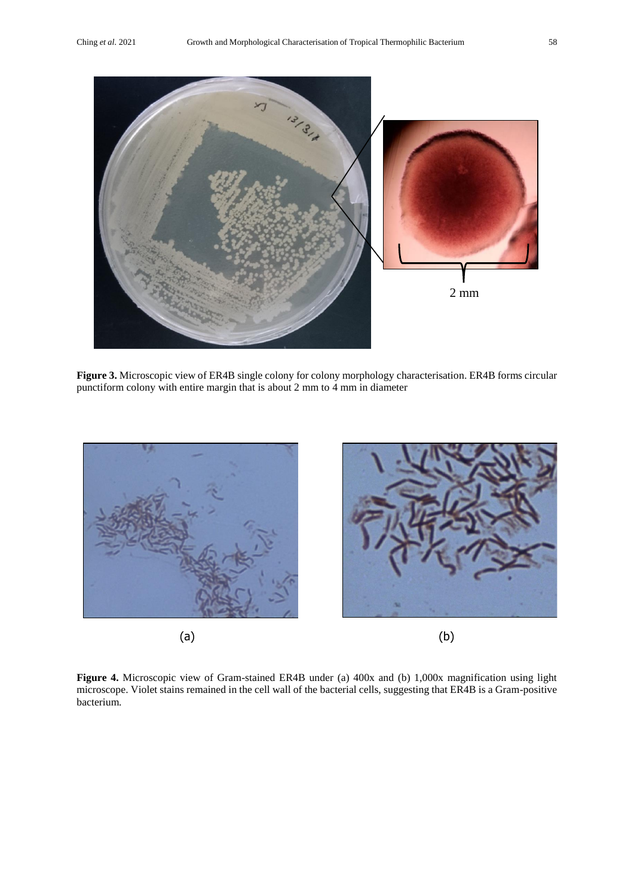**Figure 3.** Microscopic view of ER4B single colony for colony morphology characterisation. ER4B forms circular punctiform colony with entire margin that is about 2 mm to 4 mm in diameter

**Figure 4.** Microscopic view of Gram-stained ER4B under (a) 400x and (b) 1,000x magnification using light microscope. Violet stains remained in the cell wall of the bacterial cells, suggesting that ER4B is a Gram-positive bacterium.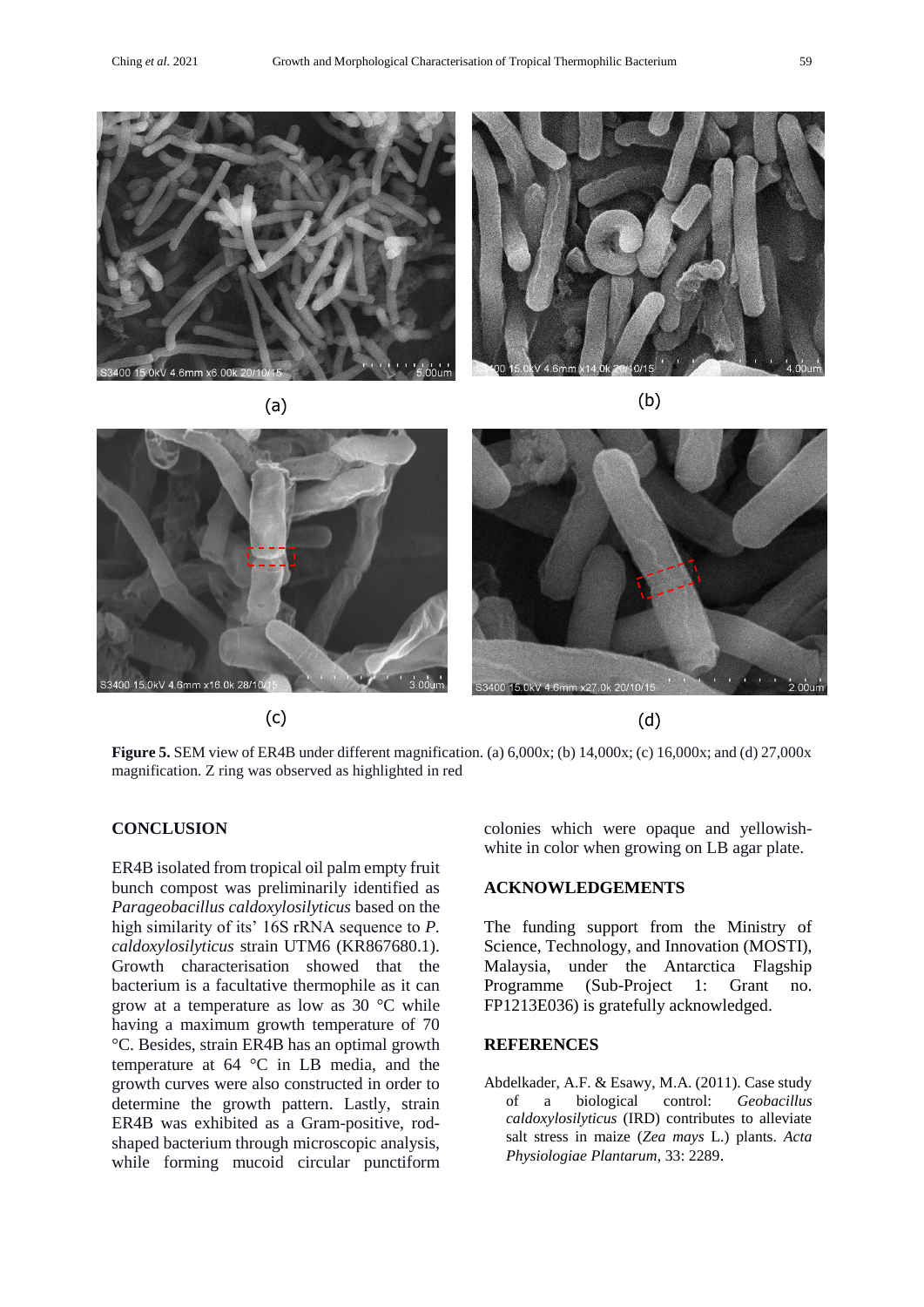**Figure 5.** SEM view of ER4B under different magnification. (a) 6,000x; (b) 14,000x; (c) 16,000x; and (d) 27,000x magnification. Z ring was observed as highlighted in red

## CONCLUSION

ER4B isolated from tropical oil palm empty fruit bunch compost was preliminarily identified as *Parageobacillus caldoxylosilyticus* based on the high similarity of its' 16S rRNA sequence to *P. caldoxylosilyticus* strain UTM6 (KR867680.1). Growth characterisation showed that the bacterium is a facultative thermophile as it can grow at a temperature as low as 30 °C while having a maximum growth temperature of 70 °C. Besides, strain ER4B has an optimal growth temperature at 64 °C in LB media, and the growth curves were also constructed in order to determine the growth pattern. Lastly, strain ER4B was exhibited as a Gram-positive, rod-shaped bacterium through microscopic analysis, while forming mucoid circular punctiform colonies which were opaque and yellowish-white in color when growing on LB agar plate.

## ACKNOWLEDGEMENTS

The funding support from the Ministry of Science, Technology, and Innovation (MOSTI), Malaysia, under the Antarctica Flagship Programme (Sub-Project 1: Grant no. FP1213E036) is gratefully acknowledged.

## REFERENCES

Abdelkader, A.F. & Esawy, M.A. (2011). Case study of a biological control: *Geobacillus caldoxylosilyticus* (IRD) contributes to alleviate salt stress in maize (*Zea mays* L.) plants. *Acta Physiologiae Plantarum*, 33: 2289.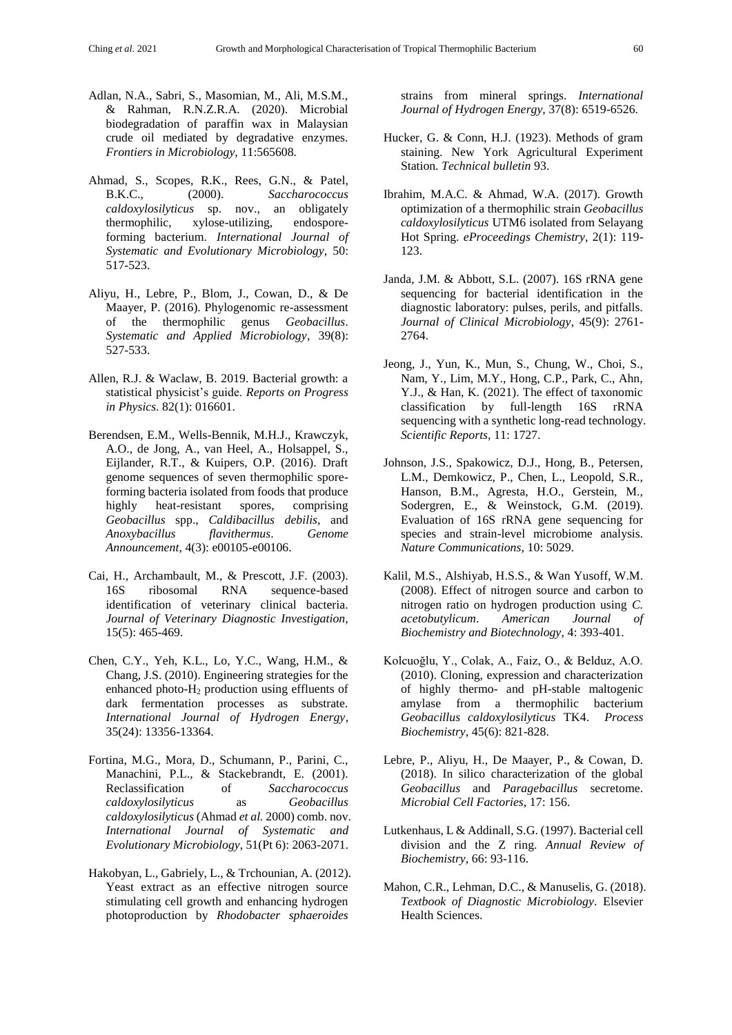Adlan, N.A., Sabri, S., Masomian, M., Ali, M.S.M., & Rahman, R.N.Z.R.A. (2020). Microbial biodegradation of paraffin wax in Malaysian crude oil mediated by degradative enzymes. *Frontiers in Microbiology*, 11:565608.

Ahmad, S., Scopes, R.K., Rees, G.N., & Patel, B.K.C., (2000). *Saccharococcus caldoxylosilyticus* sp. nov., an obligately thermophilic, xylose-utilizing, endospore-forming bacterium. *International Journal of Systematic and Evolutionary Microbiology,* 50: 517-523.

Aliyu, H., Lebre, P., Blom, J., Cowan, D., & De Maayer, P. (2016). Phylogenomic re-assessment of the thermophilic genus *Geobacillus*. *Systematic and Applied Microbiology*, 39(8): 527-533.

Allen, R.J. & Waclaw, B. 2019. Bacterial growth: a statistical physicist's guide. *Reports on Progress in Physics*. 82(1): 016601.

Berendsen, E.M., Wells-Bennik, M.H.J., Krawczyk, A.O., de Jong, A., van Heel, A., Holsappel, S., Eijlander, R.T., & Kuipers, O.P. (2016). Draft genome sequences of seven thermophilic spore-forming bacteria isolated from foods that produce highly heat-resistant spores, comprising *Geobacillus* spp., *Caldibacillus debilis*, and *Anoxybacillus flavithermus*. *Genome Announcement*, 4(3): e00105-e00106.

Cai, H., Archambault, M., & Prescott, J.F. (2003). 16S ribosomal RNA sequence-based identification of veterinary clinical bacteria. *Journal of Veterinary Diagnostic Investigation,* 15(5): 465-469.

Chen, C.Y., Yeh, K.L., Lo, Y.C., Wang, H.M., & Chang, J.S. (2010). Engineering strategies for the enhanced photo-$H_2$ production using effluents of dark fermentation processes as substrate. *International Journal of Hydrogen Energy*, 35(24): 13356-13364.

Fortina, M.G., Mora, D., Schumann, P., Parini, C., Manachini, P.L., & Stackebrandt, E. (2001). Reclassification of *Saccharococcus caldoxylosilyticus* as *Geobacillus caldoxylosilyticus* (Ahmad *et al.* 2000) comb. nov. *International Journal of Systematic and Evolutionary Microbiology*, 51(Pt 6): 2063-2071.

Hakobyan, L., Gabriely, L., & Trchounian, A. (2012). Yeast extract as an effective nitrogen source stimulating cell growth and enhancing hydrogen photoproduction by *Rhodobacter sphaeroides* strains from mineral springs. *International Journal of Hydrogen Energy,* 37(8): 6519-6526.

Hucker, G. & Conn, H.J. (1923). Methods of gram staining. New York Agricultural Experiment Station. *Technical bulletin* 93.

Ibrahim, M.A.C. & Ahmad, W.A. (2017). Growth optimization of a thermophilic strain *Geobacillus caldoxylosilyticus* UTM6 isolated from Selayang Hot Spring. *eProceedings Chemistry*, 2(1): 119-123.

Janda, J.M. & Abbott, S.L. (2007). 16S rRNA gene sequencing for bacterial identification in the diagnostic laboratory: pulses, perils, and pitfalls. *Journal of Clinical Microbiology*, 45(9): 2761-2764.

Jeong, J., Yun, K., Mun, S., Chung, W., Choi, S., Nam, Y., Lim, M.Y., Hong, C.P., Park, C., Ahn, Y.J., & Han, K. (2021). The effect of taxonomic classification by full-length 16S rRNA sequencing with a synthetic long-read technology. *Scientific Reports,* 11: 1727.

Johnson, J.S., Spakowicz, D.J., Hong, B., Petersen, L.M., Demkowicz, P., Chen, L., Leopold, S.R., Hanson, B.M., Agresta, H.O., Gerstein, M., Sodergren, E., & Weinstock, G.M. (2019). Evaluation of 16S rRNA gene sequencing for species and strain-level microbiome analysis. *Nature Communications,* 10: 5029.

Kalil, M.S., Alshiyab, H.S.S., & Wan Yusoff, W.M. (2008). Effect of nitrogen source and carbon to nitrogen ratio on hydrogen production using *C. acetobutylicum*. *American Journal of Biochemistry and Biotechnology*, 4: 393-401.

Kolcuoğlu, Y., Colak, A., Faiz, O., & Belduz, A.O. (2010). Cloning, expression and characterization of highly thermo- and pH-stable maltogenic amylase from a thermophilic bacterium *Geobacillus caldoxylosilyticus* TK4. *Process Biochemistry*, 45(6): 821-828.

Lebre, P., Aliyu, H., De Maayer, P., & Cowan, D. (2018). In silico characterization of the global *Geobacillus* and *Paragebacillus* secretome. *Microbial Cell Factories*, 17: 156.

Lutkenhaus, L & Addinall, S.G. (1997). Bacterial cell division and the Z ring. *Annual Review of Biochemistry,* 66: 93-116.

Mahon, C.R., Lehman, D.C., & Manuselis, G. (2018). *Textbook of Diagnostic Microbiology*. Elsevier Health Sciences.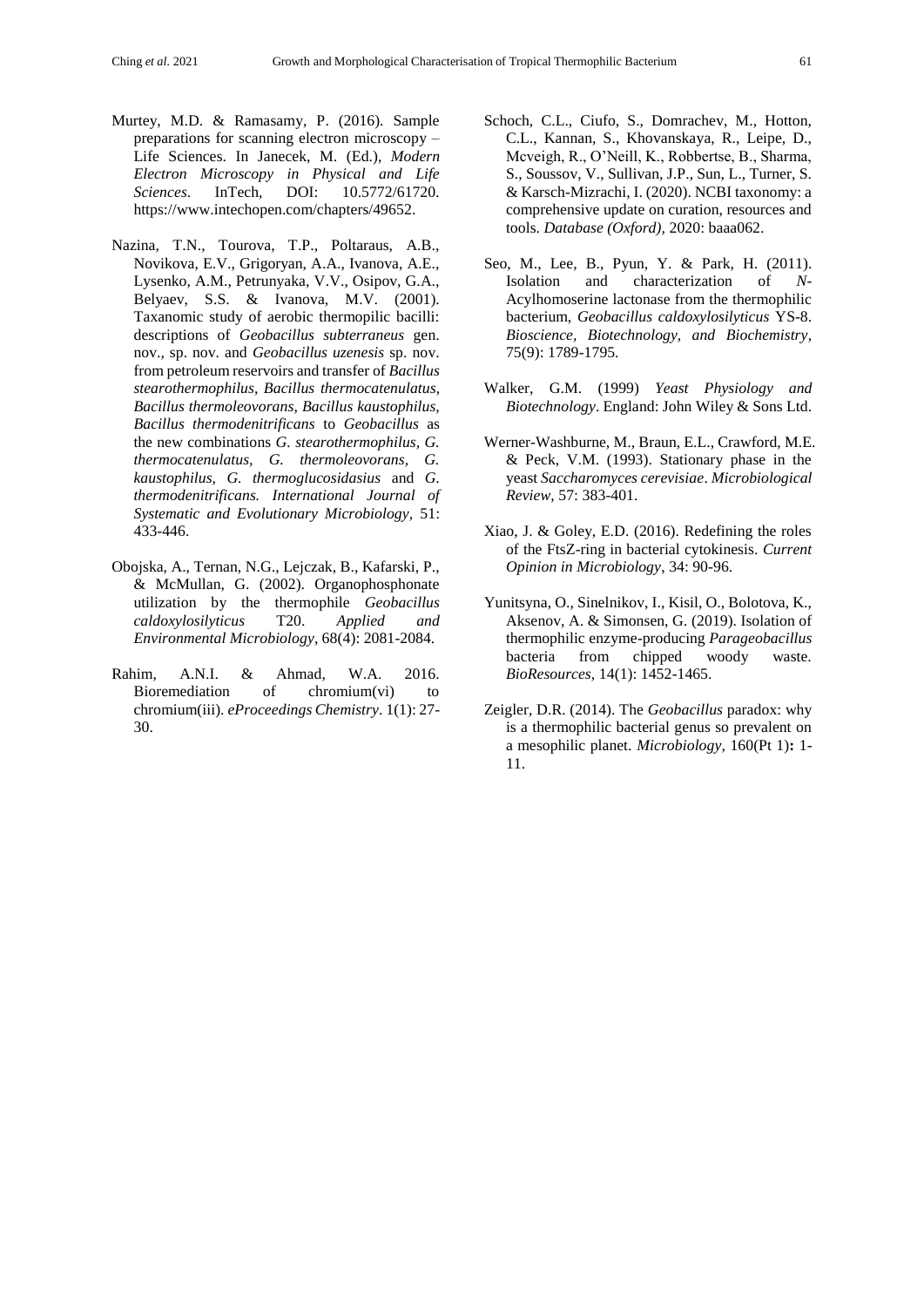Murtey, M.D. & Ramasamy, P. (2016). Sample preparations for scanning electron microscopy – Life Sciences. In Janecek, M. (Ed.), *Modern Electron Microscopy in Physical and Life Sciences*. InTech, DOI: 10.5772/61720. https://www.intechopen.com/chapters/49652.

Nazina, T.N., Tourova, T.P., Poltaraus, A.B., Novikova, E.V., Grigoryan, A.A., Ivanova, A.E., Lysenko, A.M., Petrunyaka, V.V., Osipov, G.A., Belyaev, S.S. & Ivanova, M.V. (2001). Taxanomic study of aerobic thermopilic bacilli: descriptions of *Geobacillus subterraneus* gen. nov., sp. nov. and *Geobacillus uzenesis* sp. nov. from petroleum reservoirs and transfer of *Bacillus stearothermophilus*, *Bacillus thermocatenulatus*, *Bacillus thermoleovorans, Bacillus kaustophilus, Bacillus thermodenitrificans* to *Geobacillus* as the new combinations *G. stearothermophilus, G. thermocatenulatus, G. thermoleovorans, G. kaustophilus, G. thermoglucosidasius* and *G. thermodenitrificans. International Journal of Systematic and Evolutionary Microbiology,* 51: 433-446.

Obojska, A., Ternan, N.G., Lejczak, B., Kafarski, P., & McMullan, G. (2002). Organophosphonate utilization by the thermophile *Geobacillus caldoxylosilyticus* T20. *Applied and Environmental Microbiology*, 68(4): 2081-2084.

Rahim, A.N.I. & Ahmad, W.A. 2016. Bioremediation of chromium(vi) to chromium(iii). *eProceedings Chemistry*. 1(1): 27-30.

Schoch, C.L., Ciufo, S., Domrachev, M., Hotton, C.L., Kannan, S., Khovanskaya, R., Leipe, D., Mcveigh, R., O'Neill, K., Robbertse, B., Sharma, S., Soussov, V., Sullivan, J.P., Sun, L., Turner, S. & Karsch-Mizrachi, I. (2020). NCBI taxonomy: a comprehensive update on curation, resources and tools. *Database (Oxford)*, 2020: baaa062.

Seo, M., Lee, B., Pyun, Y. & Park, H. (2011). Isolation and characterization of *N*-Acylhomoserine lactonase from the thermophilic bacterium, *Geobacillus caldoxylosilyticus* YS-8. *Bioscience, Biotechnology, and Biochemistry*, 75(9): 1789-1795.

Walker, G.M. (1999) *Yeast Physiology and Biotechnology*. England: John Wiley & Sons Ltd.

Werner-Washburne, M., Braun, E.L., Crawford, M.E. & Peck, V.M. (1993). Stationary phase in the yeast *Saccharomyces cerevisiae*. *Microbiological Review*, 57: 383-401.

Xiao, J. & Goley, E.D. (2016). Redefining the roles of the FtsZ-ring in bacterial cytokinesis. *Current Opinion in Microbiology*, 34: 90-96.

Yunitsyna, O., Sinelnikov, I., Kisil, O., Bolotova, K., Aksenov, A. & Simonsen, G. (2019). Isolation of thermophilic enzyme-producing *Parageobacillus* bacteria from chipped woody waste. *BioResources*, 14(1): 1452-1465.

Zeigler, D.R. (2014). The *Geobacillus* paradox: why is a thermophilic bacterial genus so prevalent on a mesophilic planet. *Microbiology*, 160(Pt 1)**:** 1-11.